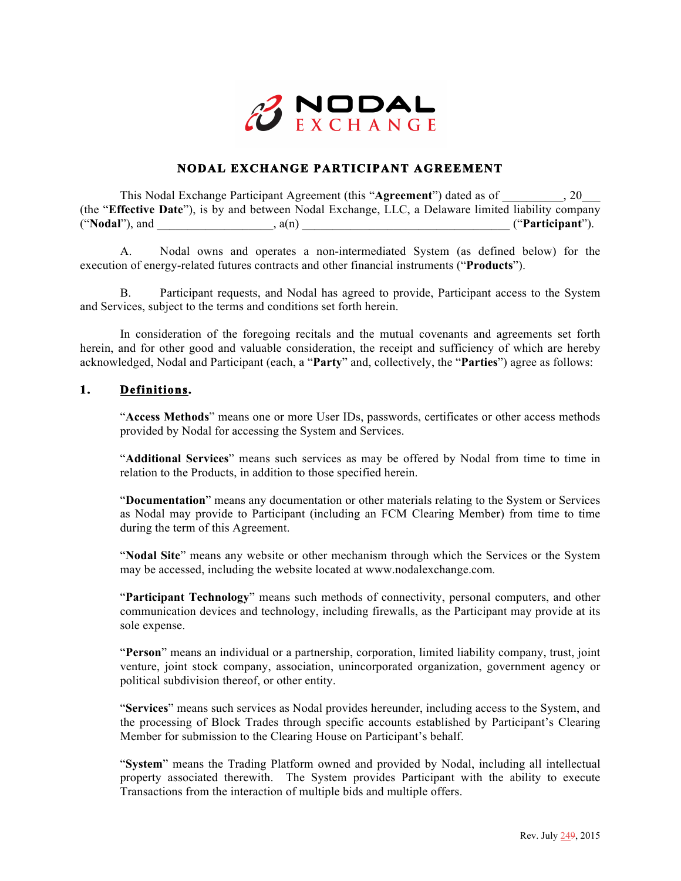# NODAL EXCHANGE PARTICIPANT AGREEMENT

This Nodal Exchange Participant Agreement (this "**Agreement**") dated as of __________, 20___ (the "**Effective Date**"), is by and between Nodal Exchange, LLC, a Delaware limited liability company ("**Nodal**"), and ___________________, a(n) __________________________________ ("**Participant**").

A. Nodal owns and operates a non-intermediated System (as defined below) for the execution of energy-related futures contracts and other financial instruments ("**Products**").

B. Participant requests, and Nodal has agreed to provide, Participant access to the System and Services, subject to the terms and conditions set forth herein.

In consideration of the foregoing recitals and the mutual covenants and agreements set forth herein, and for other good and valuable consideration, the receipt and sufficiency of which are hereby acknowledged, Nodal and Participant (each, a "**Party**" and, collectively, the "**Parties**") agree as follows:

## 1. Definitions.

"**Access Methods**" means one or more User IDs, passwords, certificates or other access methods provided by Nodal for accessing the System and Services.

"**Additional Services**" means such services as may be offered by Nodal from time to time in relation to the Products, in addition to those specified herein.

"**Documentation**" means any documentation or other materials relating to the System or Services as Nodal may provide to Participant (including an FCM Clearing Member) from time to time during the term of this Agreement.

"**Nodal Site**" means any website or other mechanism through which the Services or the System may be accessed, including the website located at www.nodalexchange.com.

"**Participant Technology**" means such methods of connectivity, personal computers, and other communication devices and technology, including firewalls, as the Participant may provide at its sole expense.

"**Person**" means an individual or a partnership, corporation, limited liability company, trust, joint venture, joint stock company, association, unincorporated organization, government agency or political subdivision thereof, or other entity.

"**Services**" means such services as Nodal provides hereunder, including access to the System, and the processing of Block Trades through specific accounts established by Participant's Clearing Member for submission to the Clearing House on Participant's behalf.

"**System**" means the Trading Platform owned and provided by Nodal, including all intellectual property associated therewith. The System provides Participant with the ability to execute Transactions from the interaction of multiple bids and multiple offers.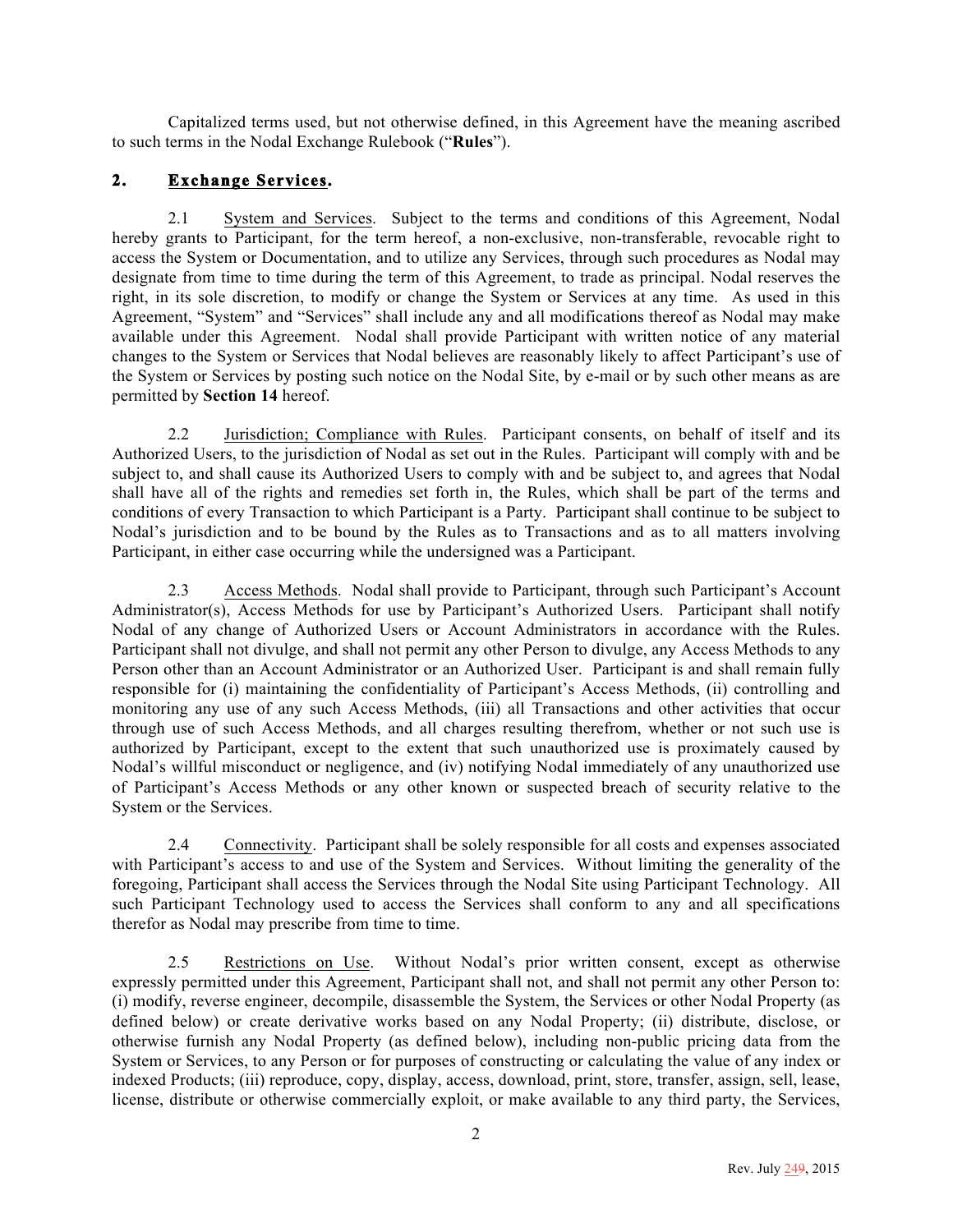Capitalized terms used, but not otherwise defined, in this Agreement have the meaning ascribed to such terms in the Nodal Exchange Rulebook ("**Rules**").

## 2. Exchange Services.

2.1 System and Services. Subject to the terms and conditions of this Agreement, Nodal hereby grants to Participant, for the term hereof, a non-exclusive, non-transferable, revocable right to access the System or Documentation, and to utilize any Services, through such procedures as Nodal may designate from time to time during the term of this Agreement, to trade as principal. Nodal reserves the right, in its sole discretion, to modify or change the System or Services at any time. As used in this Agreement, "System" and "Services" shall include any and all modifications thereof as Nodal may make available under this Agreement. Nodal shall provide Participant with written notice of any material changes to the System or Services that Nodal believes are reasonably likely to affect Participant's use of the System or Services by posting such notice on the Nodal Site, by e-mail or by such other means as are permitted by **Section 14** hereof.

2.2 Jurisdiction; Compliance with Rules. Participant consents, on behalf of itself and its Authorized Users, to the jurisdiction of Nodal as set out in the Rules. Participant will comply with and be subject to, and shall cause its Authorized Users to comply with and be subject to, and agrees that Nodal shall have all of the rights and remedies set forth in, the Rules, which shall be part of the terms and conditions of every Transaction to which Participant is a Party. Participant shall continue to be subject to Nodal's jurisdiction and to be bound by the Rules as to Transactions and as to all matters involving Participant, in either case occurring while the undersigned was a Participant.

2.3 Access Methods. Nodal shall provide to Participant, through such Participant's Account Administrator(s), Access Methods for use by Participant's Authorized Users. Participant shall notify Nodal of any change of Authorized Users or Account Administrators in accordance with the Rules. Participant shall not divulge, and shall not permit any other Person to divulge, any Access Methods to any Person other than an Account Administrator or an Authorized User. Participant is and shall remain fully responsible for (i) maintaining the confidentiality of Participant's Access Methods, (ii) controlling and monitoring any use of any such Access Methods, (iii) all Transactions and other activities that occur through use of such Access Methods, and all charges resulting therefrom, whether or not such use is authorized by Participant, except to the extent that such unauthorized use is proximately caused by Nodal's willful misconduct or negligence, and (iv) notifying Nodal immediately of any unauthorized use of Participant's Access Methods or any other known or suspected breach of security relative to the System or the Services.

2.4 Connectivity. Participant shall be solely responsible for all costs and expenses associated with Participant's access to and use of the System and Services. Without limiting the generality of the foregoing, Participant shall access the Services through the Nodal Site using Participant Technology. All such Participant Technology used to access the Services shall conform to any and all specifications therefor as Nodal may prescribe from time to time.

2.5 Restrictions on Use. Without Nodal's prior written consent, except as otherwise expressly permitted under this Agreement, Participant shall not, and shall not permit any other Person to: (i) modify, reverse engineer, decompile, disassemble the System, the Services or other Nodal Property (as defined below) or create derivative works based on any Nodal Property; (ii) distribute, disclose, or otherwise furnish any Nodal Property (as defined below), including non-public pricing data from the System or Services, to any Person or for purposes of constructing or calculating the value of any index or indexed Products; (iii) reproduce, copy, display, access, download, print, store, transfer, assign, sell, lease, license, distribute or otherwise commercially exploit, or make available to any third party, the Services,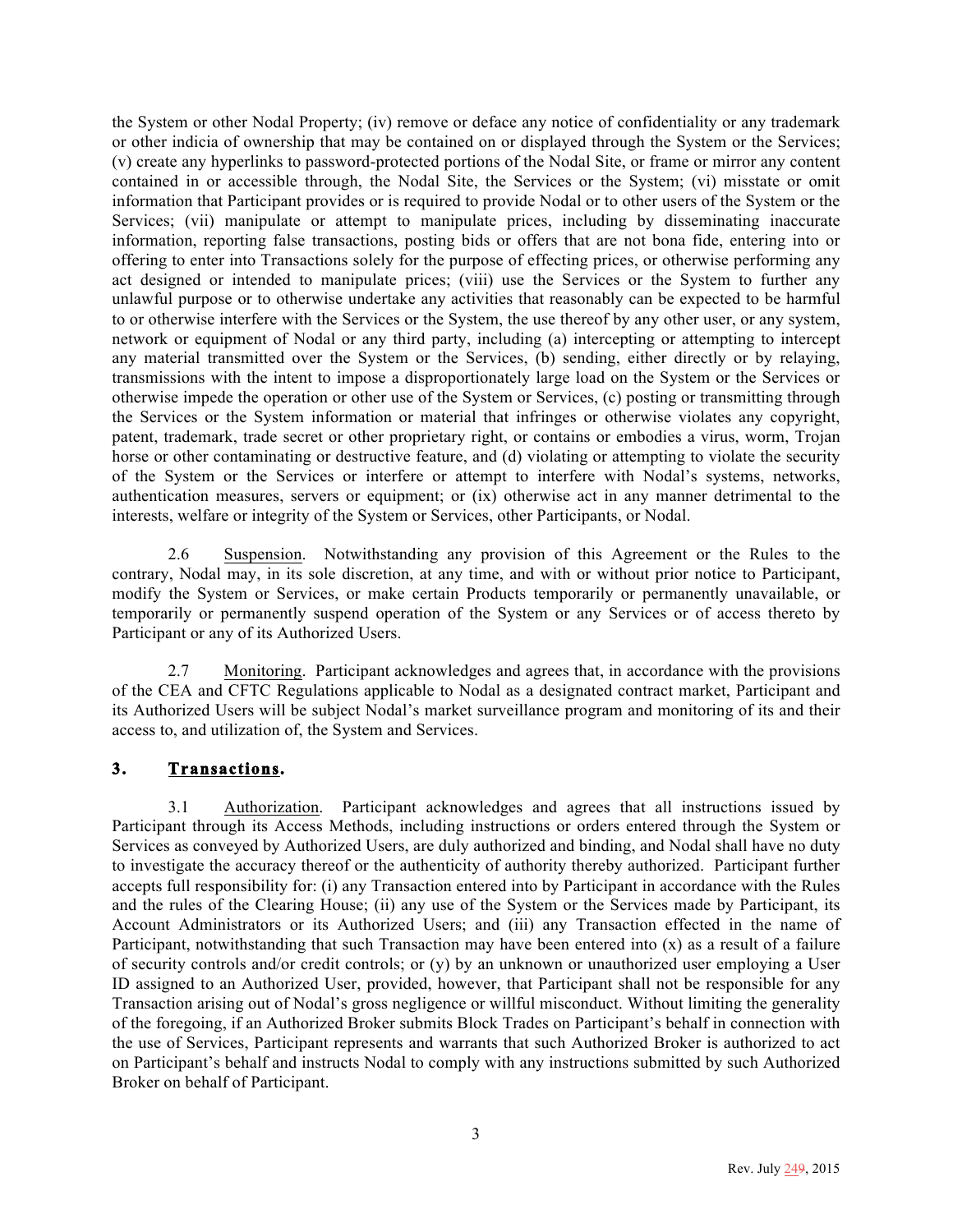the System or other Nodal Property; (iv) remove or deface any notice of confidentiality or any trademark or other indicia of ownership that may be contained on or displayed through the System or the Services; (v) create any hyperlinks to password-protected portions of the Nodal Site, or frame or mirror any content contained in or accessible through, the Nodal Site, the Services or the System; (vi) misstate or omit information that Participant provides or is required to provide Nodal or to other users of the System or the Services; (vii) manipulate or attempt to manipulate prices, including by disseminating inaccurate information, reporting false transactions, posting bids or offers that are not bona fide, entering into or offering to enter into Transactions solely for the purpose of effecting prices, or otherwise performing any act designed or intended to manipulate prices; (viii) use the Services or the System to further any unlawful purpose or to otherwise undertake any activities that reasonably can be expected to be harmful to or otherwise interfere with the Services or the System, the use thereof by any other user, or any system, network or equipment of Nodal or any third party, including (a) intercepting or attempting to intercept any material transmitted over the System or the Services, (b) sending, either directly or by relaying, transmissions with the intent to impose a disproportionately large load on the System or the Services or otherwise impede the operation or other use of the System or Services, (c) posting or transmitting through the Services or the System information or material that infringes or otherwise violates any copyright, patent, trademark, trade secret or other proprietary right, or contains or embodies a virus, worm, Trojan horse or other contaminating or destructive feature, and (d) violating or attempting to violate the security of the System or the Services or interfere or attempt to interfere with Nodal's systems, networks, authentication measures, servers or equipment; or (ix) otherwise act in any manner detrimental to the interests, welfare or integrity of the System or Services, other Participants, or Nodal.

2.6 Suspension. Notwithstanding any provision of this Agreement or the Rules to the contrary, Nodal may, in its sole discretion, at any time, and with or without prior notice to Participant, modify the System or Services, or make certain Products temporarily or permanently unavailable, or temporarily or permanently suspend operation of the System or any Services or of access thereto by Participant or any of its Authorized Users.

2.7 Monitoring. Participant acknowledges and agrees that, in accordance with the provisions of the CEA and CFTC Regulations applicable to Nodal as a designated contract market, Participant and its Authorized Users will be subject Nodal's market surveillance program and monitoring of its and their access to, and utilization of, the System and Services.

## 3. Transactions.

3.1 Authorization. Participant acknowledges and agrees that all instructions issued by Participant through its Access Methods, including instructions or orders entered through the System or Services as conveyed by Authorized Users, are duly authorized and binding, and Nodal shall have no duty to investigate the accuracy thereof or the authenticity of authority thereby authorized. Participant further accepts full responsibility for: (i) any Transaction entered into by Participant in accordance with the Rules and the rules of the Clearing House; (ii) any use of the System or the Services made by Participant, its Account Administrators or its Authorized Users; and (iii) any Transaction effected in the name of Participant, notwithstanding that such Transaction may have been entered into (x) as a result of a failure of security controls and/or credit controls; or (y) by an unknown or unauthorized user employing a User ID assigned to an Authorized User, provided, however, that Participant shall not be responsible for any Transaction arising out of Nodal's gross negligence or willful misconduct. Without limiting the generality of the foregoing, if an Authorized Broker submits Block Trades on Participant's behalf in connection with the use of Services, Participant represents and warrants that such Authorized Broker is authorized to act on Participant's behalf and instructs Nodal to comply with any instructions submitted by such Authorized Broker on behalf of Participant.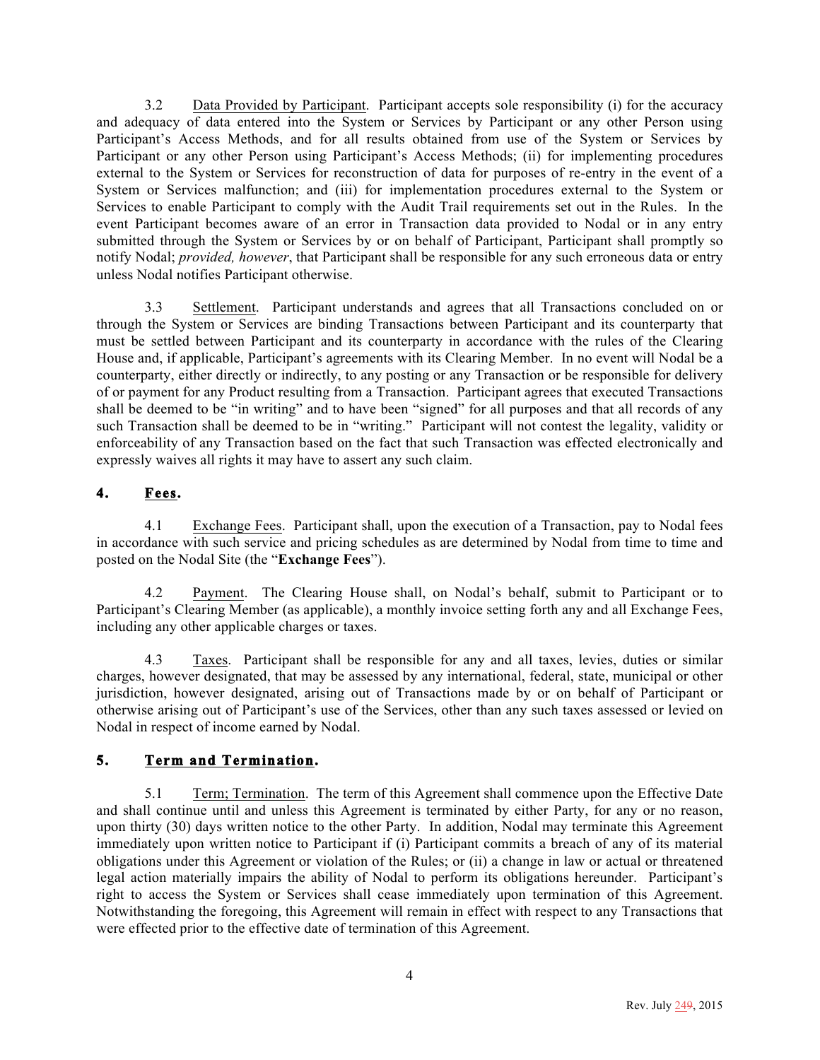3.2 Data Provided by Participant. Participant accepts sole responsibility (i) for the accuracy and adequacy of data entered into the System or Services by Participant or any other Person using Participant's Access Methods, and for all results obtained from use of the System or Services by Participant or any other Person using Participant's Access Methods; (ii) for implementing procedures external to the System or Services for reconstruction of data for purposes of re-entry in the event of a System or Services malfunction; and (iii) for implementation procedures external to the System or Services to enable Participant to comply with the Audit Trail requirements set out in the Rules. In the event Participant becomes aware of an error in Transaction data provided to Nodal or in any entry submitted through the System or Services by or on behalf of Participant, Participant shall promptly so notify Nodal; *provided, however*, that Participant shall be responsible for any such erroneous data or entry unless Nodal notifies Participant otherwise.

3.3 Settlement. Participant understands and agrees that all Transactions concluded on or through the System or Services are binding Transactions between Participant and its counterparty that must be settled between Participant and its counterparty in accordance with the rules of the Clearing House and, if applicable, Participant's agreements with its Clearing Member. In no event will Nodal be a counterparty, either directly or indirectly, to any posting or any Transaction or be responsible for delivery of or payment for any Product resulting from a Transaction. Participant agrees that executed Transactions shall be deemed to be "in writing" and to have been "signed" for all purposes and that all records of any such Transaction shall be deemed to be in "writing." Participant will not contest the legality, validity or enforceability of any Transaction based on the fact that such Transaction was effected electronically and expressly waives all rights it may have to assert any such claim.

## 4. Fees.

4.1 Exchange Fees. Participant shall, upon the execution of a Transaction, pay to Nodal fees in accordance with such service and pricing schedules as are determined by Nodal from time to time and posted on the Nodal Site (the "**Exchange Fees**").

4.2 Payment. The Clearing House shall, on Nodal's behalf, submit to Participant or to Participant's Clearing Member (as applicable), a monthly invoice setting forth any and all Exchange Fees, including any other applicable charges or taxes.

4.3 Taxes. Participant shall be responsible for any and all taxes, levies, duties or similar charges, however designated, that may be assessed by any international, federal, state, municipal or other jurisdiction, however designated, arising out of Transactions made by or on behalf of Participant or otherwise arising out of Participant's use of the Services, other than any such taxes assessed or levied on Nodal in respect of income earned by Nodal.

## 5. Term and Termination.

5.1 Term; Termination. The term of this Agreement shall commence upon the Effective Date and shall continue until and unless this Agreement is terminated by either Party, for any or no reason, upon thirty (30) days written notice to the other Party. In addition, Nodal may terminate this Agreement immediately upon written notice to Participant if (i) Participant commits a breach of any of its material obligations under this Agreement or violation of the Rules; or (ii) a change in law or actual or threatened legal action materially impairs the ability of Nodal to perform its obligations hereunder. Participant's right to access the System or Services shall cease immediately upon termination of this Agreement. Notwithstanding the foregoing, this Agreement will remain in effect with respect to any Transactions that were effected prior to the effective date of termination of this Agreement.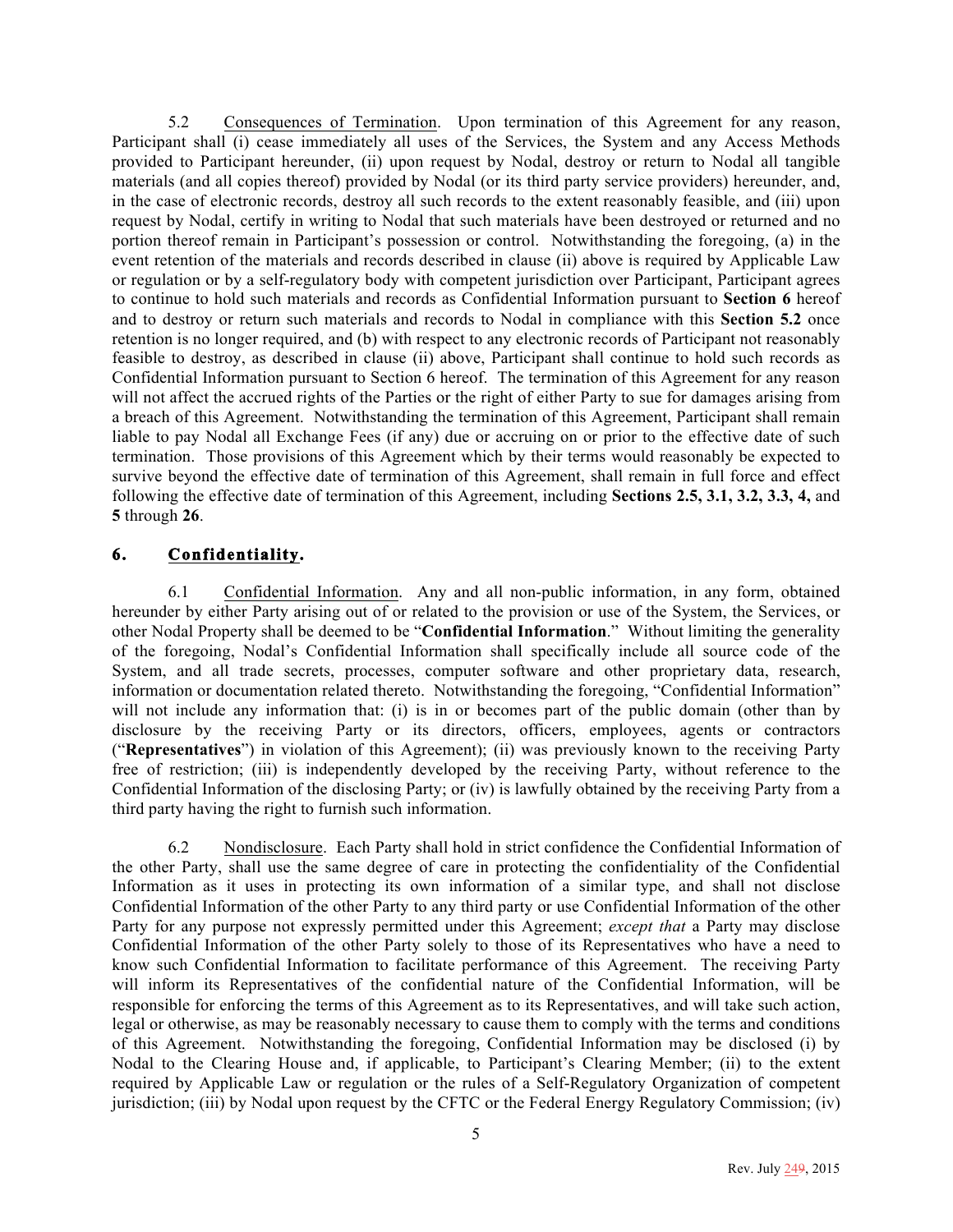5.2 Consequences of Termination. Upon termination of this Agreement for any reason, Participant shall (i) cease immediately all uses of the Services, the System and any Access Methods provided to Participant hereunder, (ii) upon request by Nodal, destroy or return to Nodal all tangible materials (and all copies thereof) provided by Nodal (or its third party service providers) hereunder, and, in the case of electronic records, destroy all such records to the extent reasonably feasible, and (iii) upon request by Nodal, certify in writing to Nodal that such materials have been destroyed or returned and no portion thereof remain in Participant's possession or control. Notwithstanding the foregoing, (a) in the event retention of the materials and records described in clause (ii) above is required by Applicable Law or regulation or by a self-regulatory body with competent jurisdiction over Participant, Participant agrees to continue to hold such materials and records as Confidential Information pursuant to **Section 6** hereof and to destroy or return such materials and records to Nodal in compliance with this **Section 5.2** once retention is no longer required, and (b) with respect to any electronic records of Participant not reasonably feasible to destroy, as described in clause (ii) above, Participant shall continue to hold such records as Confidential Information pursuant to Section 6 hereof. The termination of this Agreement for any reason will not affect the accrued rights of the Parties or the right of either Party to sue for damages arising from a breach of this Agreement. Notwithstanding the termination of this Agreement, Participant shall remain liable to pay Nodal all Exchange Fees (if any) due or accruing on or prior to the effective date of such termination. Those provisions of this Agreement which by their terms would reasonably be expected to survive beyond the effective date of termination of this Agreement, shall remain in full force and effect following the effective date of termination of this Agreement, including **Sections 2.5, 3.1, 3.2, 3.3, 4,** and **5** through **26**.

## 6. Confidentiality.

6.1 Confidential Information. Any and all non-public information, in any form, obtained hereunder by either Party arising out of or related to the provision or use of the System, the Services, or other Nodal Property shall be deemed to be "**Confidential Information**." Without limiting the generality of the foregoing, Nodal's Confidential Information shall specifically include all source code of the System, and all trade secrets, processes, computer software and other proprietary data, research, information or documentation related thereto. Notwithstanding the foregoing, "Confidential Information" will not include any information that: (i) is in or becomes part of the public domain (other than by disclosure by the receiving Party or its directors, officers, employees, agents or contractors ("**Representatives**") in violation of this Agreement); (ii) was previously known to the receiving Party free of restriction; (iii) is independently developed by the receiving Party, without reference to the Confidential Information of the disclosing Party; or (iv) is lawfully obtained by the receiving Party from a third party having the right to furnish such information.

6.2 Nondisclosure. Each Party shall hold in strict confidence the Confidential Information of the other Party, shall use the same degree of care in protecting the confidentiality of the Confidential Information as it uses in protecting its own information of a similar type, and shall not disclose Confidential Information of the other Party to any third party or use Confidential Information of the other Party for any purpose not expressly permitted under this Agreement; *except that* a Party may disclose Confidential Information of the other Party solely to those of its Representatives who have a need to know such Confidential Information to facilitate performance of this Agreement. The receiving Party will inform its Representatives of the confidential nature of the Confidential Information, will be responsible for enforcing the terms of this Agreement as to its Representatives, and will take such action, legal or otherwise, as may be reasonably necessary to cause them to comply with the terms and conditions of this Agreement. Notwithstanding the foregoing, Confidential Information may be disclosed (i) by Nodal to the Clearing House and, if applicable, to Participant's Clearing Member; (ii) to the extent required by Applicable Law or regulation or the rules of a Self-Regulatory Organization of competent jurisdiction; (iii) by Nodal upon request by the CFTC or the Federal Energy Regulatory Commission; (iv)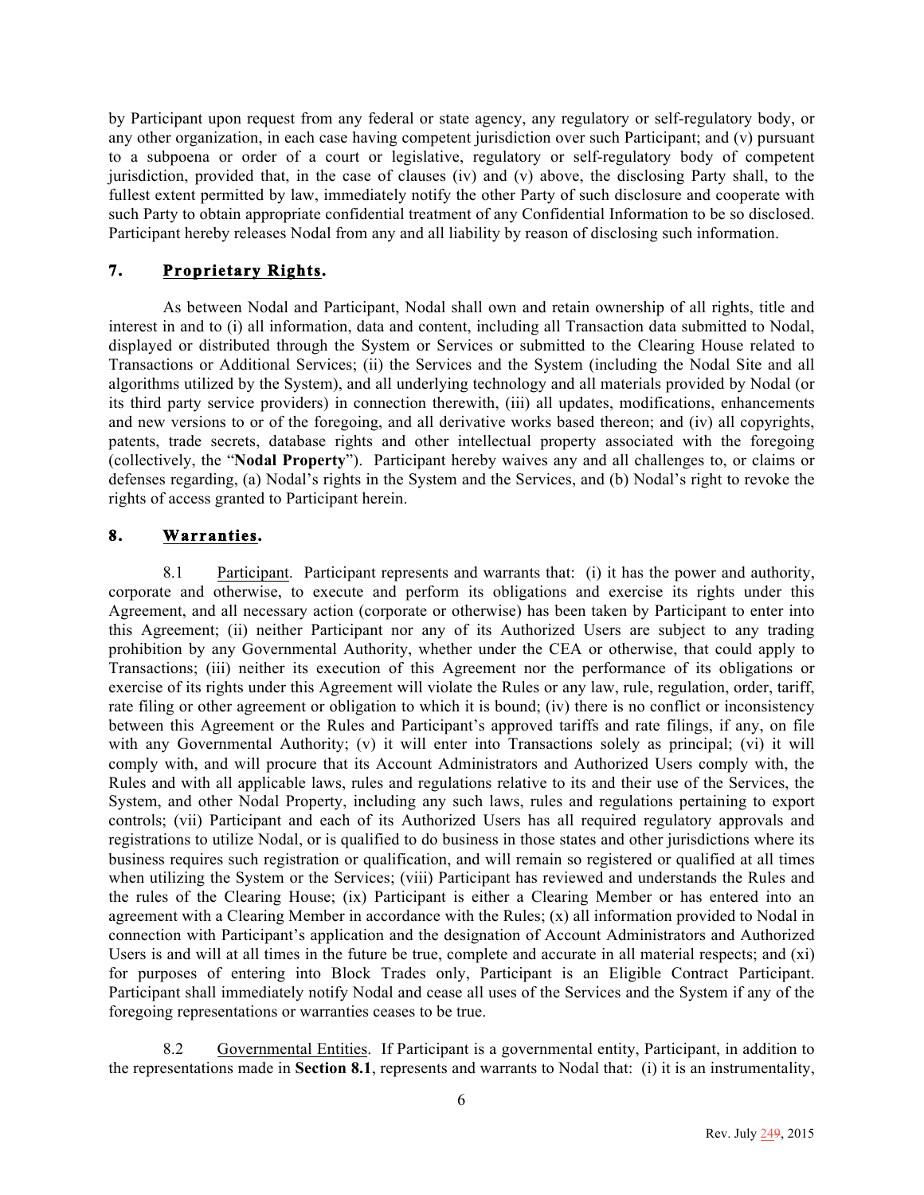by Participant upon request from any federal or state agency, any regulatory or self-regulatory body, or any other organization, in each case having competent jurisdiction over such Participant; and (v) pursuant to a subpoena or order of a court or legislative, regulatory or self-regulatory body of competent jurisdiction, provided that, in the case of clauses (iv) and (v) above, the disclosing Party shall, to the fullest extent permitted by law, immediately notify the other Party of such disclosure and cooperate with such Party to obtain appropriate confidential treatment of any Confidential Information to be so disclosed. Participant hereby releases Nodal from any and all liability by reason of disclosing such information.

## 7. Proprietary Rights.

As between Nodal and Participant, Nodal shall own and retain ownership of all rights, title and interest in and to (i) all information, data and content, including all Transaction data submitted to Nodal, displayed or distributed through the System or Services or submitted to the Clearing House related to Transactions or Additional Services; (ii) the Services and the System (including the Nodal Site and all algorithms utilized by the System), and all underlying technology and all materials provided by Nodal (or its third party service providers) in connection therewith, (iii) all updates, modifications, enhancements and new versions to or of the foregoing, and all derivative works based thereon; and (iv) all copyrights, patents, trade secrets, database rights and other intellectual property associated with the foregoing (collectively, the "**Nodal Property**"). Participant hereby waives any and all challenges to, or claims or defenses regarding, (a) Nodal's rights in the System and the Services, and (b) Nodal's right to revoke the rights of access granted to Participant herein.

## 8. Warranties.

8.1 Participant. Participant represents and warrants that: (i) it has the power and authority, corporate and otherwise, to execute and perform its obligations and exercise its rights under this Agreement, and all necessary action (corporate or otherwise) has been taken by Participant to enter into this Agreement; (ii) neither Participant nor any of its Authorized Users are subject to any trading prohibition by any Governmental Authority, whether under the CEA or otherwise, that could apply to Transactions; (iii) neither its execution of this Agreement nor the performance of its obligations or exercise of its rights under this Agreement will violate the Rules or any law, rule, regulation, order, tariff, rate filing or other agreement or obligation to which it is bound; (iv) there is no conflict or inconsistency between this Agreement or the Rules and Participant's approved tariffs and rate filings, if any, on file with any Governmental Authority; (v) it will enter into Transactions solely as principal; (vi) it will comply with, and will procure that its Account Administrators and Authorized Users comply with, the Rules and with all applicable laws, rules and regulations relative to its and their use of the Services, the System, and other Nodal Property, including any such laws, rules and regulations pertaining to export controls; (vii) Participant and each of its Authorized Users has all required regulatory approvals and registrations to utilize Nodal, or is qualified to do business in those states and other jurisdictions where its business requires such registration or qualification, and will remain so registered or qualified at all times when utilizing the System or the Services; (viii) Participant has reviewed and understands the Rules and the rules of the Clearing House; (ix) Participant is either a Clearing Member or has entered into an agreement with a Clearing Member in accordance with the Rules; (x) all information provided to Nodal in connection with Participant's application and the designation of Account Administrators and Authorized Users is and will at all times in the future be true, complete and accurate in all material respects; and (xi) for purposes of entering into Block Trades only, Participant is an Eligible Contract Participant. Participant shall immediately notify Nodal and cease all uses of the Services and the System if any of the foregoing representations or warranties ceases to be true.

8.2 Governmental Entities. If Participant is a governmental entity, Participant, in addition to the representations made in **Section 8.1**, represents and warrants to Nodal that: (i) it is an instrumentality,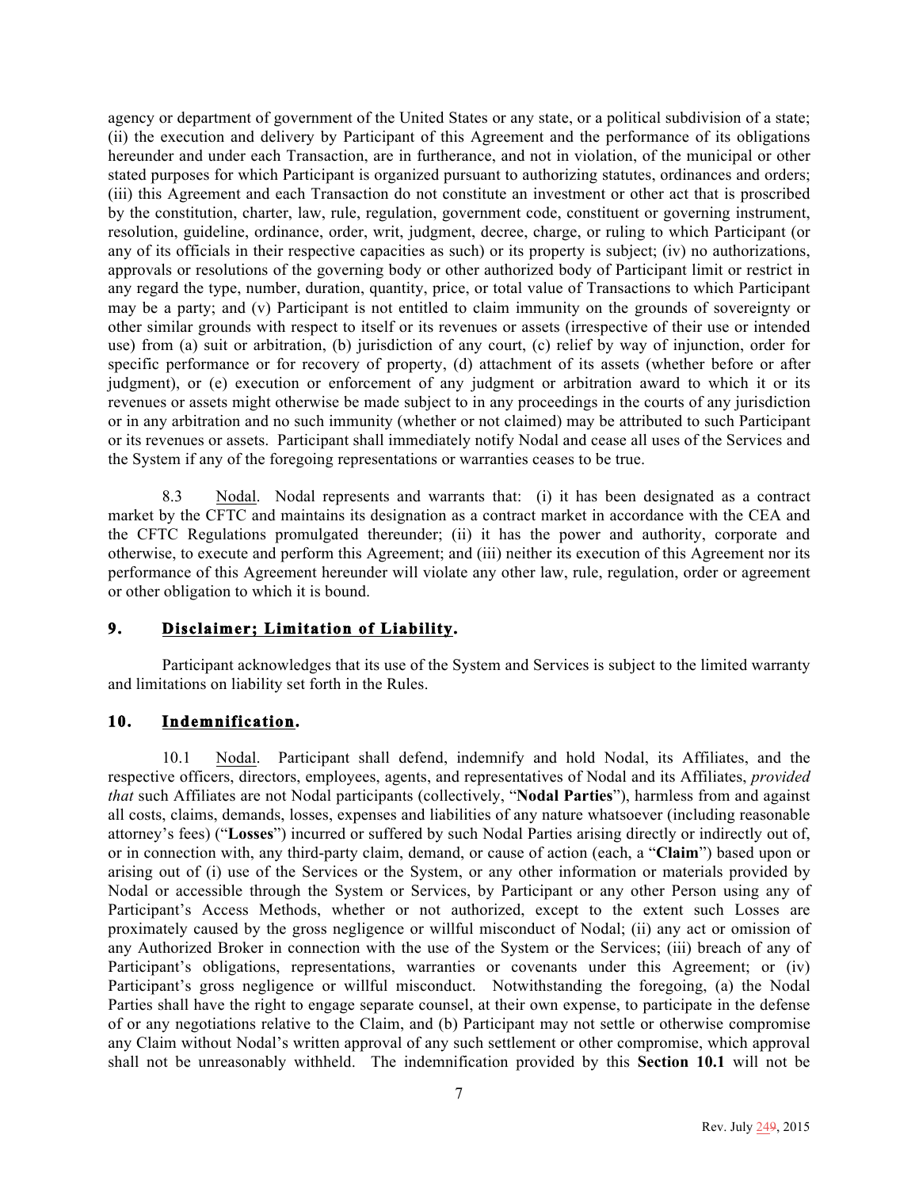agency or department of government of the United States or any state, or a political subdivision of a state; (ii) the execution and delivery by Participant of this Agreement and the performance of its obligations hereunder and under each Transaction, are in furtherance, and not in violation, of the municipal or other stated purposes for which Participant is organized pursuant to authorizing statutes, ordinances and orders; (iii) this Agreement and each Transaction do not constitute an investment or other act that is proscribed by the constitution, charter, law, rule, regulation, government code, constituent or governing instrument, resolution, guideline, ordinance, order, writ, judgment, decree, charge, or ruling to which Participant (or any of its officials in their respective capacities as such) or its property is subject; (iv) no authorizations, approvals or resolutions of the governing body or other authorized body of Participant limit or restrict in any regard the type, number, duration, quantity, price, or total value of Transactions to which Participant may be a party; and (v) Participant is not entitled to claim immunity on the grounds of sovereignty or other similar grounds with respect to itself or its revenues or assets (irrespective of their use or intended use) from (a) suit or arbitration, (b) jurisdiction of any court, (c) relief by way of injunction, order for specific performance or for recovery of property, (d) attachment of its assets (whether before or after judgment), or (e) execution or enforcement of any judgment or arbitration award to which it or its revenues or assets might otherwise be made subject to in any proceedings in the courts of any jurisdiction or in any arbitration and no such immunity (whether or not claimed) may be attributed to such Participant or its revenues or assets. Participant shall immediately notify Nodal and cease all uses of the Services and the System if any of the foregoing representations or warranties ceases to be true.

8.3 Nodal. Nodal represents and warrants that: (i) it has been designated as a contract market by the CFTC and maintains its designation as a contract market in accordance with the CEA and the CFTC Regulations promulgated thereunder; (ii) it has the power and authority, corporate and otherwise, to execute and perform this Agreement; and (iii) neither its execution of this Agreement nor its performance of this Agreement hereunder will violate any other law, rule, regulation, order or agreement or other obligation to which it is bound.

## 9. Disclaimer; Limitation of Liability.

Participant acknowledges that its use of the System and Services is subject to the limited warranty and limitations on liability set forth in the Rules.

## 10. Indemnification.

10.1 Nodal. Participant shall defend, indemnify and hold Nodal, its Affiliates, and the respective officers, directors, employees, agents, and representatives of Nodal and its Affiliates, *provided that* such Affiliates are not Nodal participants (collectively, "**Nodal Parties**"), harmless from and against all costs, claims, demands, losses, expenses and liabilities of any nature whatsoever (including reasonable attorney's fees) ("**Losses**") incurred or suffered by such Nodal Parties arising directly or indirectly out of, or in connection with, any third-party claim, demand, or cause of action (each, a "**Claim**") based upon or arising out of (i) use of the Services or the System, or any other information or materials provided by Nodal or accessible through the System or Services, by Participant or any other Person using any of Participant's Access Methods, whether or not authorized, except to the extent such Losses are proximately caused by the gross negligence or willful misconduct of Nodal; (ii) any act or omission of any Authorized Broker in connection with the use of the System or the Services; (iii) breach of any of Participant's obligations, representations, warranties or covenants under this Agreement; or (iv) Participant's gross negligence or willful misconduct. Notwithstanding the foregoing, (a) the Nodal Parties shall have the right to engage separate counsel, at their own expense, to participate in the defense of or any negotiations relative to the Claim, and (b) Participant may not settle or otherwise compromise any Claim without Nodal's written approval of any such settlement or other compromise, which approval shall not be unreasonably withheld. The indemnification provided by this **Section 10.1** will not be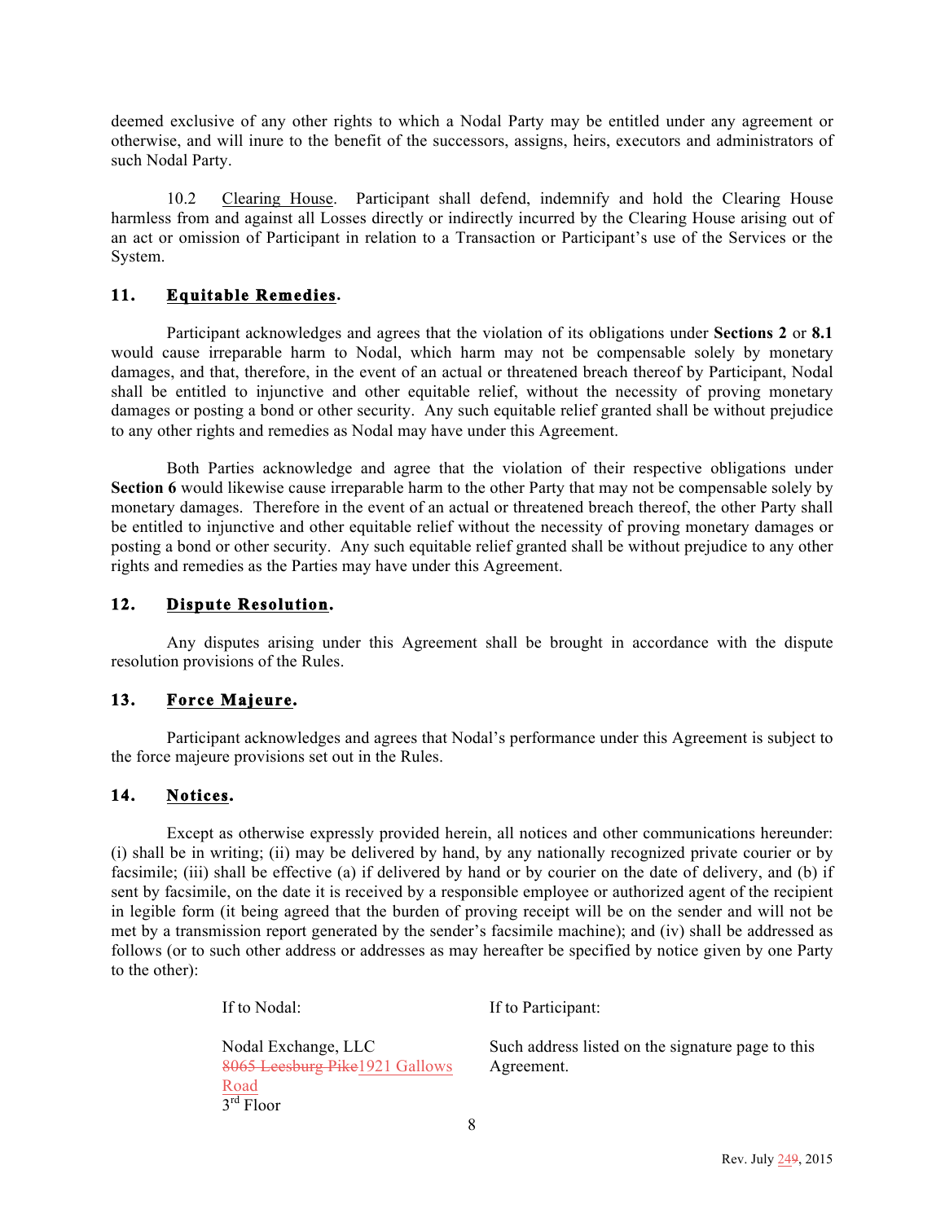deemed exclusive of any other rights to which a Nodal Party may be entitled under any agreement or otherwise, and will inure to the benefit of the successors, assigns, heirs, executors and administrators of such Nodal Party.

10.2 Clearing House. Participant shall defend, indemnify and hold the Clearing House harmless from and against all Losses directly or indirectly incurred by the Clearing House arising out of an act or omission of Participant in relation to a Transaction or Participant's use of the Services or the System.

## 11. Equitable Remedies.

Participant acknowledges and agrees that the violation of its obligations under **Sections 2** or **8.1** would cause irreparable harm to Nodal, which harm may not be compensable solely by monetary damages, and that, therefore, in the event of an actual or threatened breach thereof by Participant, Nodal shall be entitled to injunctive and other equitable relief, without the necessity of proving monetary damages or posting a bond or other security. Any such equitable relief granted shall be without prejudice to any other rights and remedies as Nodal may have under this Agreement.

Both Parties acknowledge and agree that the violation of their respective obligations under **Section 6** would likewise cause irreparable harm to the other Party that may not be compensable solely by monetary damages. Therefore in the event of an actual or threatened breach thereof, the other Party shall be entitled to injunctive and other equitable relief without the necessity of proving monetary damages or posting a bond or other security. Any such equitable relief granted shall be without prejudice to any other rights and remedies as the Parties may have under this Agreement.

## 12. Dispute Resolution.

Any disputes arising under this Agreement shall be brought in accordance with the dispute resolution provisions of the Rules.

## 13. Force Majeure.

Participant acknowledges and agrees that Nodal's performance under this Agreement is subject to the force majeure provisions set out in the Rules.

## 14. Notices.

Except as otherwise expressly provided herein, all notices and other communications hereunder: (i) shall be in writing; (ii) may be delivered by hand, by any nationally recognized private courier or by facsimile; (iii) shall be effective (a) if delivered by hand or by courier on the date of delivery, and (b) if sent by facsimile, on the date it is received by a responsible employee or authorized agent of the recipient in legible form (it being agreed that the burden of proving receipt will be on the sender and will not be met by a transmission report generated by the sender's facsimile machine); and (iv) shall be addressed as follows (or to such other address or addresses as may hereafter be specified by notice given by one Party to the other):

| If to Nodal: | If to Participant: |
|---|---|
| Nodal Exchange, LLC<br>~~8065 Leesburg Pike~~1921 Gallows Road<br>3rd Floor | Such address listed on the signature page to this Agreement. |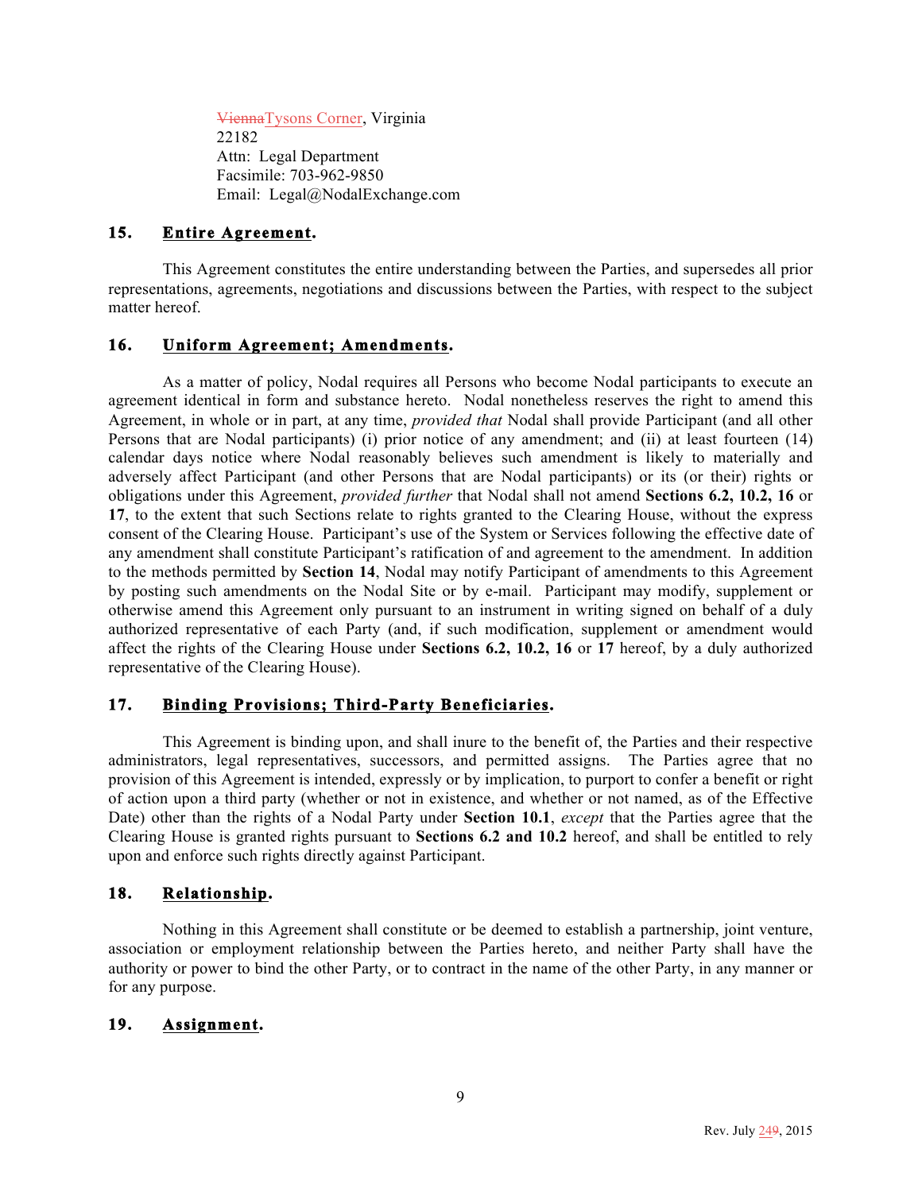~~Vienna~~Tysons Corner, Virginia
22182
Attn: Legal Department
Facsimile: 703-962-9850
Email: Legal@NodalExchange.com

## 15. Entire Agreement.

This Agreement constitutes the entire understanding between the Parties, and supersedes all prior representations, agreements, negotiations and discussions between the Parties, with respect to the subject matter hereof.

## 16. Uniform Agreement; Amendments.

As a matter of policy, Nodal requires all Persons who become Nodal participants to execute an agreement identical in form and substance hereto. Nodal nonetheless reserves the right to amend this Agreement, in whole or in part, at any time, *provided that* Nodal shall provide Participant (and all other Persons that are Nodal participants) (i) prior notice of any amendment; and (ii) at least fourteen (14) calendar days notice where Nodal reasonably believes such amendment is likely to materially and adversely affect Participant (and other Persons that are Nodal participants) or its (or their) rights or obligations under this Agreement, *provided further* that Nodal shall not amend **Sections 6.2, 10.2, 16** or **17**, to the extent that such Sections relate to rights granted to the Clearing House, without the express consent of the Clearing House. Participant's use of the System or Services following the effective date of any amendment shall constitute Participant's ratification of and agreement to the amendment. In addition to the methods permitted by **Section 14**, Nodal may notify Participant of amendments to this Agreement by posting such amendments on the Nodal Site or by e-mail. Participant may modify, supplement or otherwise amend this Agreement only pursuant to an instrument in writing signed on behalf of a duly authorized representative of each Party (and, if such modification, supplement or amendment would affect the rights of the Clearing House under **Sections 6.2, 10.2, 16** or **17** hereof, by a duly authorized representative of the Clearing House).

## 17. Binding Provisions; Third-Party Beneficiaries.

This Agreement is binding upon, and shall inure to the benefit of, the Parties and their respective administrators, legal representatives, successors, and permitted assigns. The Parties agree that no provision of this Agreement is intended, expressly or by implication, to purport to confer a benefit or right of action upon a third party (whether or not in existence, and whether or not named, as of the Effective Date) other than the rights of a Nodal Party under **Section 10.1**, *except* that the Parties agree that the Clearing House is granted rights pursuant to **Sections 6.2 and 10.2** hereof, and shall be entitled to rely upon and enforce such rights directly against Participant.

## 18. Relationship.

Nothing in this Agreement shall constitute or be deemed to establish a partnership, joint venture, association or employment relationship between the Parties hereto, and neither Party shall have the authority or power to bind the other Party, or to contract in the name of the other Party, in any manner or for any purpose.

## 19. Assignment.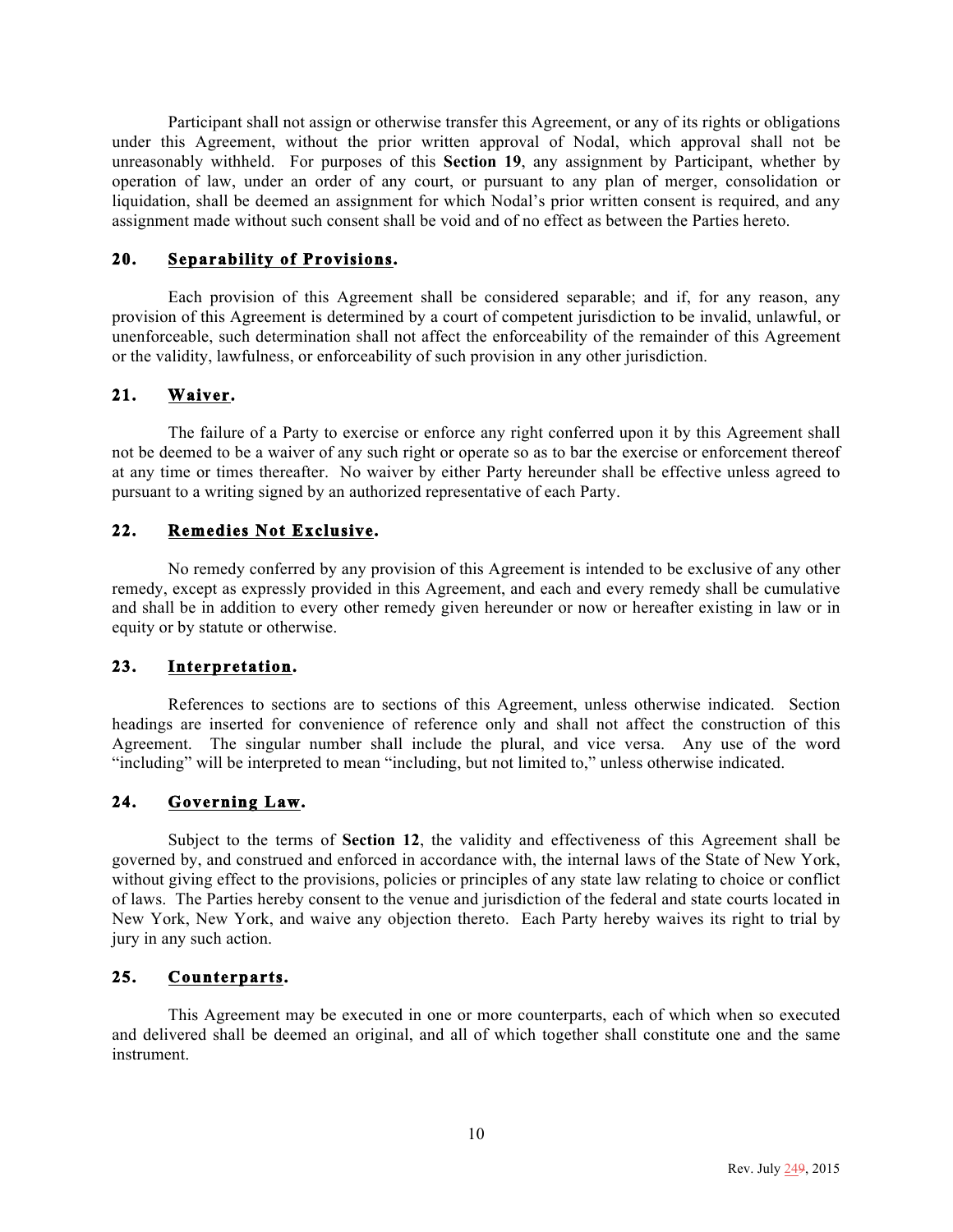Participant shall not assign or otherwise transfer this Agreement, or any of its rights or obligations under this Agreement, without the prior written approval of Nodal, which approval shall not be unreasonably withheld. For purposes of this **Section 19**, any assignment by Participant, whether by operation of law, under an order of any court, or pursuant to any plan of merger, consolidation or liquidation, shall be deemed an assignment for which Nodal's prior written consent is required, and any assignment made without such consent shall be void and of no effect as between the Parties hereto.

## 20. Separability of Provisions.

Each provision of this Agreement shall be considered separable; and if, for any reason, any provision of this Agreement is determined by a court of competent jurisdiction to be invalid, unlawful, or unenforceable, such determination shall not affect the enforceability of the remainder of this Agreement or the validity, lawfulness, or enforceability of such provision in any other jurisdiction.

## 21. Waiver.

The failure of a Party to exercise or enforce any right conferred upon it by this Agreement shall not be deemed to be a waiver of any such right or operate so as to bar the exercise or enforcement thereof at any time or times thereafter. No waiver by either Party hereunder shall be effective unless agreed to pursuant to a writing signed by an authorized representative of each Party.

## 22. Remedies Not Exclusive.

No remedy conferred by any provision of this Agreement is intended to be exclusive of any other remedy, except as expressly provided in this Agreement, and each and every remedy shall be cumulative and shall be in addition to every other remedy given hereunder or now or hereafter existing in law or in equity or by statute or otherwise.

## 23. Interpretation.

References to sections are to sections of this Agreement, unless otherwise indicated. Section headings are inserted for convenience of reference only and shall not affect the construction of this Agreement. The singular number shall include the plural, and vice versa. Any use of the word "including" will be interpreted to mean "including, but not limited to," unless otherwise indicated.

## 24. Governing Law.

Subject to the terms of **Section 12**, the validity and effectiveness of this Agreement shall be governed by, and construed and enforced in accordance with, the internal laws of the State of New York, without giving effect to the provisions, policies or principles of any state law relating to choice or conflict of laws. The Parties hereby consent to the venue and jurisdiction of the federal and state courts located in New York, New York, and waive any objection thereto. Each Party hereby waives its right to trial by jury in any such action.

## 25. Counterparts.

This Agreement may be executed in one or more counterparts, each of which when so executed and delivered shall be deemed an original, and all of which together shall constitute one and the same instrument.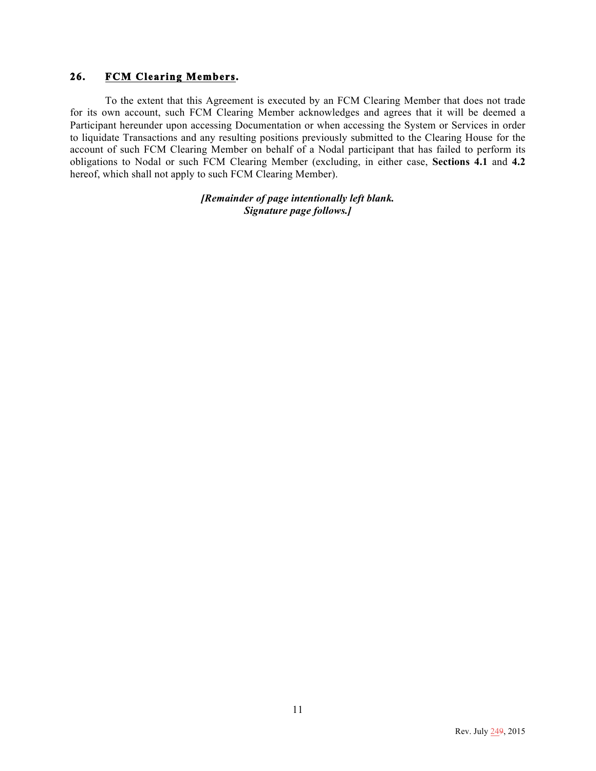## 26. FCM Clearing Members.

To the extent that this Agreement is executed by an FCM Clearing Member that does not trade for its own account, such FCM Clearing Member acknowledges and agrees that it will be deemed a Participant hereunder upon accessing Documentation or when accessing the System or Services in order to liquidate Transactions and any resulting positions previously submitted to the Clearing House for the account of such FCM Clearing Member on behalf of a Nodal participant that has failed to perform its obligations to Nodal or such FCM Clearing Member (excluding, in either case, **Sections 4.1** and **4.2** hereof, which shall not apply to such FCM Clearing Member).

***[Remainder of page intentionally left blank. Signature page follows.]***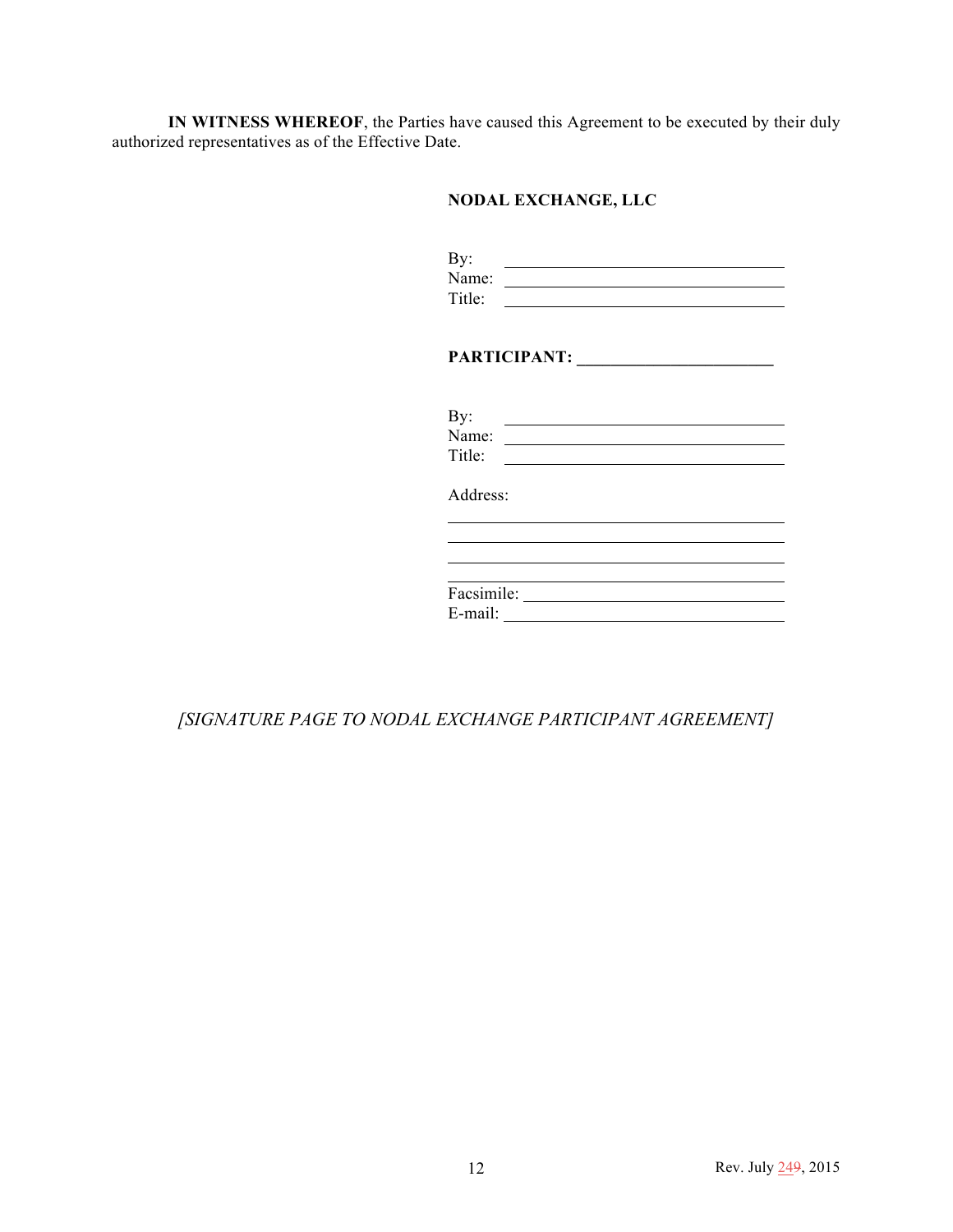**IN WITNESS WHEREOF**, the Parties have caused this Agreement to be executed by their duly authorized representatives as of the Effective Date.

**NODAL EXCHANGE, LLC**

By: ______________________________
Name: ______________________________
Title: ______________________________

**PARTICIPANT: ______________________**

By: ______________________________
Name: ______________________________
Title: ______________________________

Address:

______________________________
______________________________
______________________________
______________________________
Facsimile: ______________________________
E-mail: ______________________________

*[SIGNATURE PAGE TO NODAL EXCHANGE PARTICIPANT AGREEMENT]*

Rev. July 249, 2015